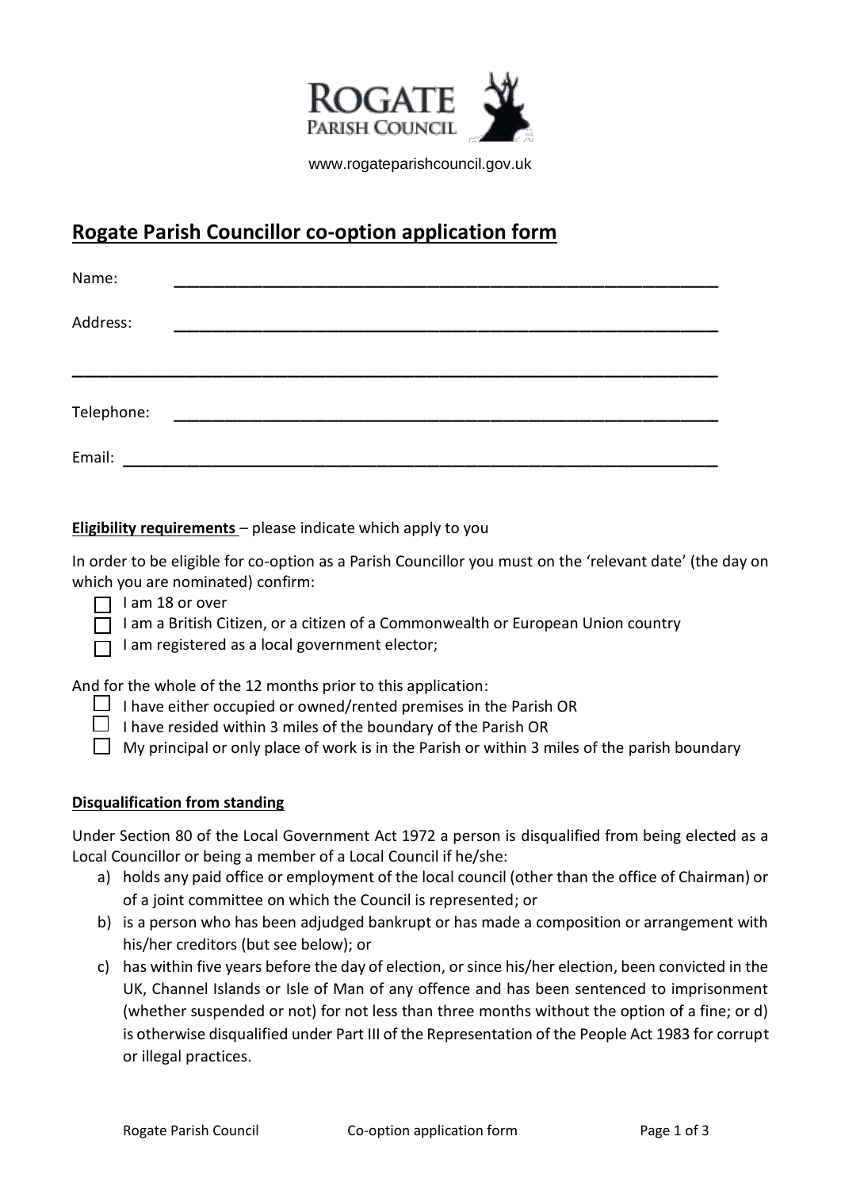ROGATE PARISH COUNCIL

www.rogateparishcouncil.gov.uk

# Rogate Parish Councillor co-option application form

Name: ______________________________________________________________

Address: ______________________________________________________________

______________________________________________________________________

Telephone: ______________________________________________________________

Email: ______________________________________________________________

**Eligibility requirements** – please indicate which apply to you

In order to be eligible for co-option as a Parish Councillor you must on the 'relevant date' (the day on which you are nominated) confirm:

- ☐ I am 18 or over
- ☐ I am a British Citizen, or a citizen of a Commonwealth or European Union country
- ☐ I am registered as a local government elector;

And for the whole of the 12 months prior to this application:

- ☐ I have either occupied or owned/rented premises in the Parish OR
- ☐ I have resided within 3 miles of the boundary of the Parish OR
- ☐ My principal or only place of work is in the Parish or within 3 miles of the parish boundary

**Disqualification from standing**

Under Section 80 of the Local Government Act 1972 a person is disqualified from being elected as a Local Councillor or being a member of a Local Council if he/she:

a) holds any paid office or employment of the local council (other than the office of Chairman) or of a joint committee on which the Council is represented; or
b) is a person who has been adjudged bankrupt or has made a composition or arrangement with his/her creditors (but see below); or
c) has within five years before the day of election, or since his/her election, been convicted in the UK, Channel Islands or Isle of Man of any offence and has been sentenced to imprisonment (whether suspended or not) for not less than three months without the option of a fine; or d) is otherwise disqualified under Part III of the Representation of the People Act 1983 for corrupt or illegal practices.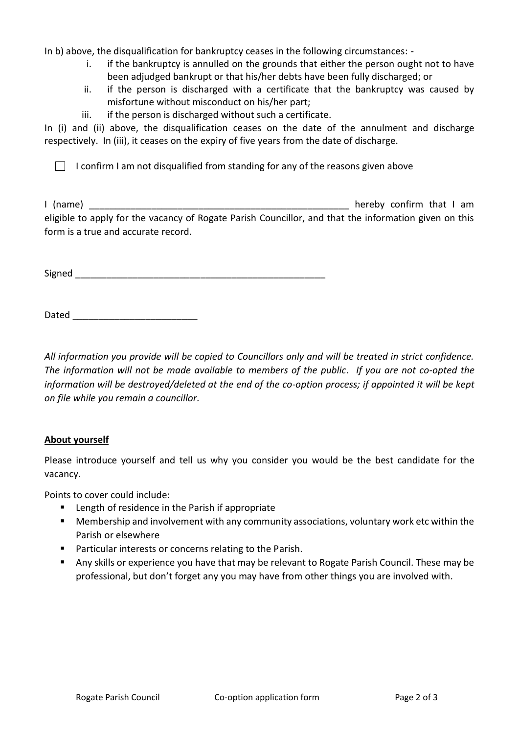In b) above, the disqualification for bankruptcy ceases in the following circumstances: -

i. if the bankruptcy is annulled on the grounds that either the person ought not to have been adjudged bankrupt or that his/her debts have been fully discharged; or
ii. if the person is discharged with a certificate that the bankruptcy was caused by misfortune without misconduct on his/her part;
iii. if the person is discharged without such a certificate.

In (i) and (ii) above, the disqualification ceases on the date of the annulment and discharge respectively. In (iii), it ceases on the expiry of five years from the date of discharge.

☐ I confirm I am not disqualified from standing for any of the reasons given above

I (name) ___________________________________________________ hereby confirm that I am eligible to apply for the vacancy of Rogate Parish Councillor, and that the information given on this form is a true and accurate record.

Signed _________________________________________________

Dated _______________________

*All information you provide will be copied to Councillors only and will be treated in strict confidence. The information will not be made available to members of the public. If you are not co-opted the information will be destroyed/deleted at the end of the co-option process; if appointed it will be kept on file while you remain a councillor.*

**About yourself**

Please introduce yourself and tell us why you consider you would be the best candidate for the vacancy.

Points to cover could include:

- Length of residence in the Parish if appropriate
- Membership and involvement with any community associations, voluntary work etc within the Parish or elsewhere
- Particular interests or concerns relating to the Parish.
- Any skills or experience you have that may be relevant to Rogate Parish Council. These may be professional, but don't forget any you may have from other things you are involved with.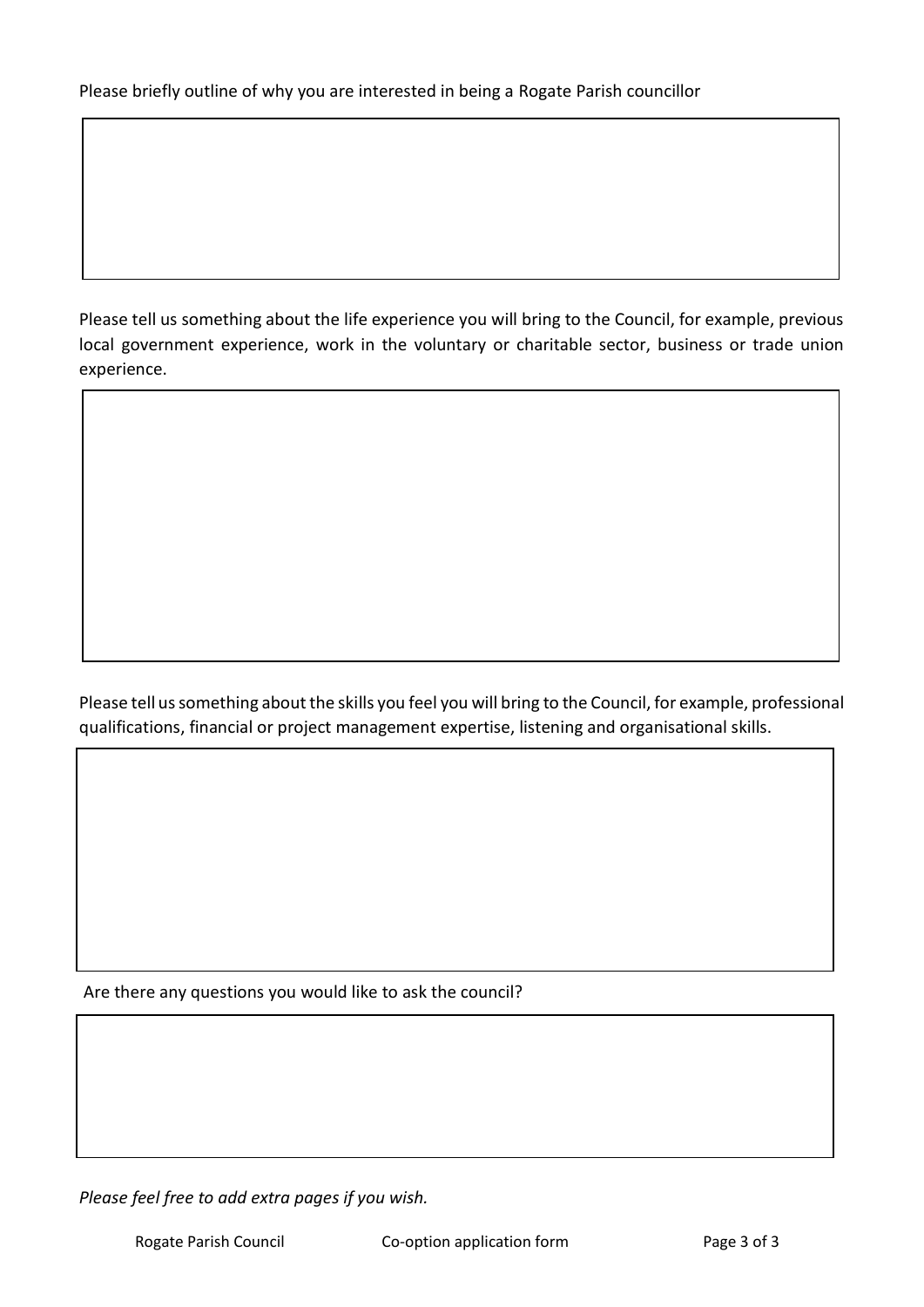Please briefly outline of why you are interested in being a Rogate Parish councillor

Please tell us something about the life experience you will bring to the Council, for example, previous local government experience, work in the voluntary or charitable sector, business or trade union experience.

Please tell us something about the skills you feel you will bring to the Council, for example, professional qualifications, financial or project management expertise, listening and organisational skills.

Are there any questions you would like to ask the council?

*Please feel free to add extra pages if you wish.*